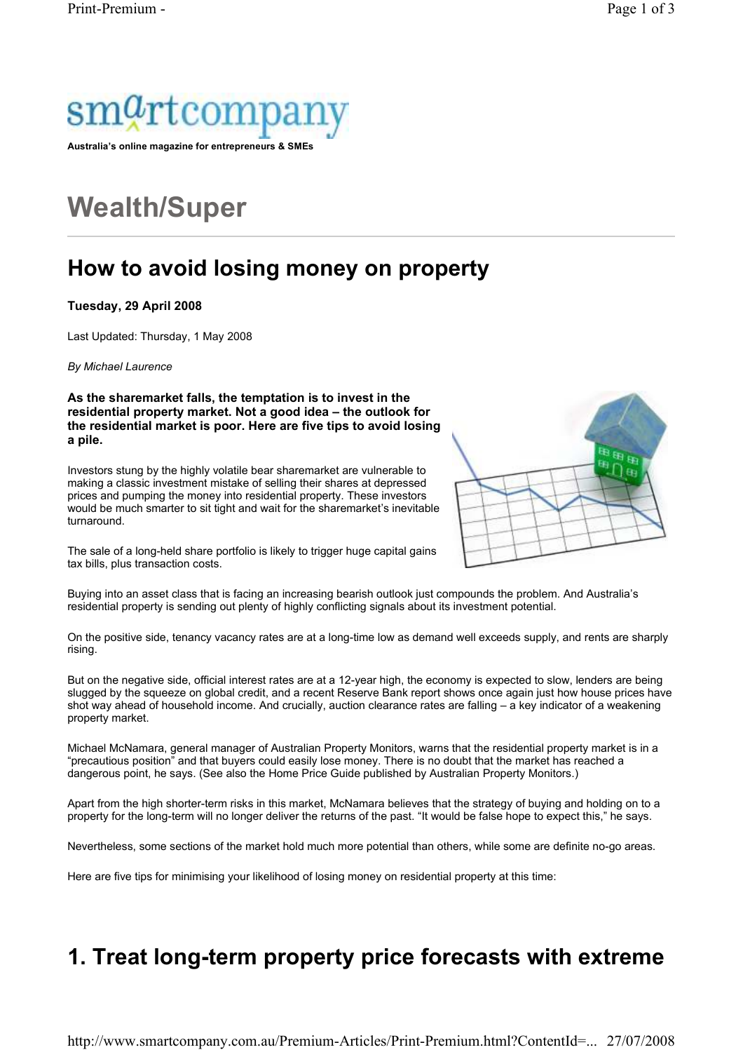smartcompany

**Australia's online magazine for entrepreneurs & SMEs**

# Wealth/Super

## How to avoid losing money on property

**Tuesday, 29 April 2008**

Last Updated: Thursday, 1 May 2008

*By Michael Laurence*

**As the sharemarket falls, the temptation is to invest in the residential property market. Not a good idea – the outlook for the residential market is poor. Here are five tips to avoid losing a pile.**

Investors stung by the highly volatile bear sharemarket are vulnerable to making a classic investment mistake of selling their shares at depressed prices and pumping the money into residential property. These investors would be much smarter to sit tight and wait for the sharemarket's inevitable turnaround.

The sale of a long-held share portfolio is likely to trigger huge capital gains tax bills, plus transaction costs.

Buying into an asset class that is facing an increasing bearish outlook just compounds the problem. And Australia's residential property is sending out plenty of highly conflicting signals about its investment potential.

On the positive side, tenancy vacancy rates are at a long-time low as demand well exceeds supply, and rents are sharply rising.

But on the negative side, official interest rates are at a 12-year high, the economy is expected to slow, lenders are being slugged by the squeeze on global credit, and a recent Reserve Bank report shows once again just how house prices have shot way ahead of household income. And crucially, auction clearance rates are falling – a key indicator of a weakening property market.

Michael McNamara, general manager of Australian Property Monitors, warns that the residential property market is in a "precautious position" and that buyers could easily lose money. There is no doubt that the market has reached a dangerous point, he says. (See also the Home Price Guide published by Australian Property Monitors.)

Apart from the high shorter-term risks in this market, McNamara believes that the strategy of buying and holding on to a property for the long-term will no longer deliver the returns of the past. "It would be false hope to expect this," he says.

Nevertheless, some sections of the market hold much more potential than others, while some are definite no-go areas.

Here are five tips for minimising your likelihood of losing money on residential property at this time:

## 1. Treat long-term property price forecasts with extreme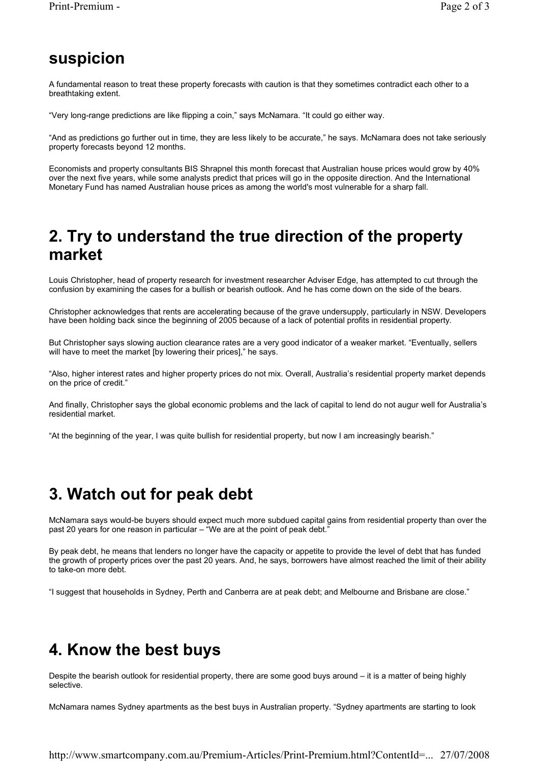## suspicion

A fundamental reason to treat these property forecasts with caution is that they sometimes contradict each other to a breathtaking extent.

“Very long-range predictions are like flipping a coin,” says McNamara. “It could go either way.

“And as predictions go further out in time, they are less likely to be accurate,” he says. McNamara does not take seriously property forecasts beyond 12 months.

Economists and property consultants BIS Shrapnel this month forecast that Australian house prices would grow by 40% over the next five years, while some analysts predict that prices will go in the opposite direction. And the International Monetary Fund has named Australian house prices as among the world's most vulnerable for a sharp fall.

## 2. Try to understand the true direction of the property market

Louis Christopher, head of property research for investment researcher Adviser Edge, has attempted to cut through the confusion by examining the cases for a bullish or bearish outlook. And he has come down on the side of the bears.

Christopher acknowledges that rents are accelerating because of the grave undersupply, particularly in NSW. Developers have been holding back since the beginning of 2005 because of a lack of potential profits in residential property.

But Christopher says slowing auction clearance rates are a very good indicator of a weaker market. “Eventually, sellers will have to meet the market [by lowering their prices],” he says.

“Also, higher interest rates and higher property prices do not mix. Overall, Australia’s residential property market depends on the price of credit.”

And finally, Christopher says the global economic problems and the lack of capital to lend do not augur well for Australia’s residential market.

“At the beginning of the year, I was quite bullish for residential property, but now I am increasingly bearish.”

## 3. Watch out for peak debt

McNamara says would-be buyers should expect much more subdued capital gains from residential property than over the past 20 years for one reason in particular – “We are at the point of peak debt.”

By peak debt, he means that lenders no longer have the capacity or appetite to provide the level of debt that has funded the growth of property prices over the past 20 years. And, he says, borrowers have almost reached the limit of their ability to take-on more debt.

“I suggest that households in Sydney, Perth and Canberra are at peak debt; and Melbourne and Brisbane are close.”

## 4. Know the best buys

Despite the bearish outlook for residential property, there are some good buys around – it is a matter of being highly selective.

McNamara names Sydney apartments as the best buys in Australian property. “Sydney apartments are starting to look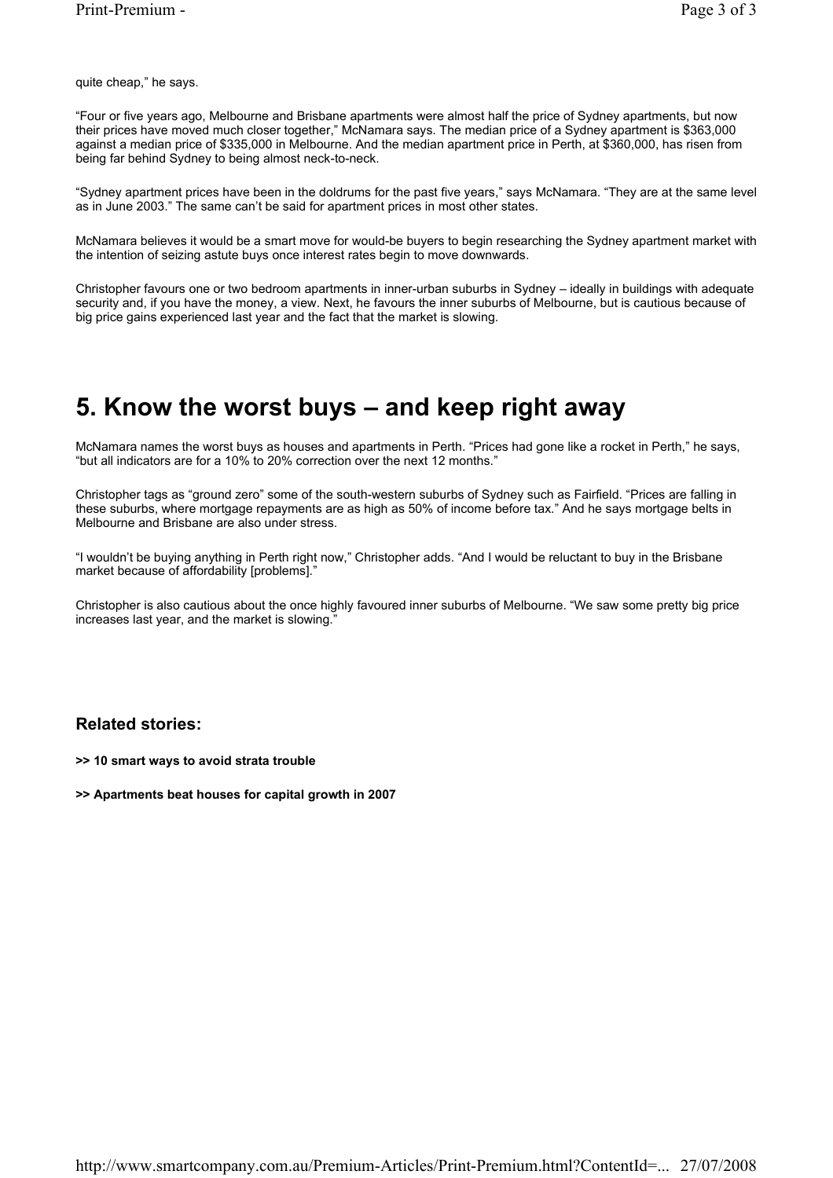quite cheap," he says.

"Four or five years ago, Melbourne and Brisbane apartments were almost half the price of Sydney apartments, but now their prices have moved much closer together," McNamara says. The median price of a Sydney apartment is $363,000 against a median price of $335,000 in Melbourne. And the median apartment price in Perth, at $360,000, has risen from being far behind Sydney to being almost neck-to-neck.

"Sydney apartment prices have been in the doldrums for the past five years," says McNamara. "They are at the same level as in June 2003." The same can't be said for apartment prices in most other states.

McNamara believes it would be a smart move for would-be buyers to begin researching the Sydney apartment market with the intention of seizing astute buys once interest rates begin to move downwards.

Christopher favours one or two bedroom apartments in inner-urban suburbs in Sydney – ideally in buildings with adequate security and, if you have the money, a view. Next, he favours the inner suburbs of Melbourne, but is cautious because of big price gains experienced last year and the fact that the market is slowing.

# 5. Know the worst buys – and keep right away

McNamara names the worst buys as houses and apartments in Perth. "Prices had gone like a rocket in Perth," he says, "but all indicators are for a 10% to 20% correction over the next 12 months."

Christopher tags as "ground zero" some of the south-western suburbs of Sydney such as Fairfield. "Prices are falling in these suburbs, where mortgage repayments are as high as 50% of income before tax." And he says mortgage belts in Melbourne and Brisbane are also under stress.

"I wouldn't be buying anything in Perth right now," Christopher adds. "And I would be reluctant to buy in the Brisbane market because of affordability [problems]."

Christopher is also cautious about the once highly favoured inner suburbs of Melbourne. "We saw some pretty big price increases last year, and the market is slowing."

### Related stories:

**>> 10 smart ways to avoid strata trouble**

**>> Apartments beat houses for capital growth in 2007**